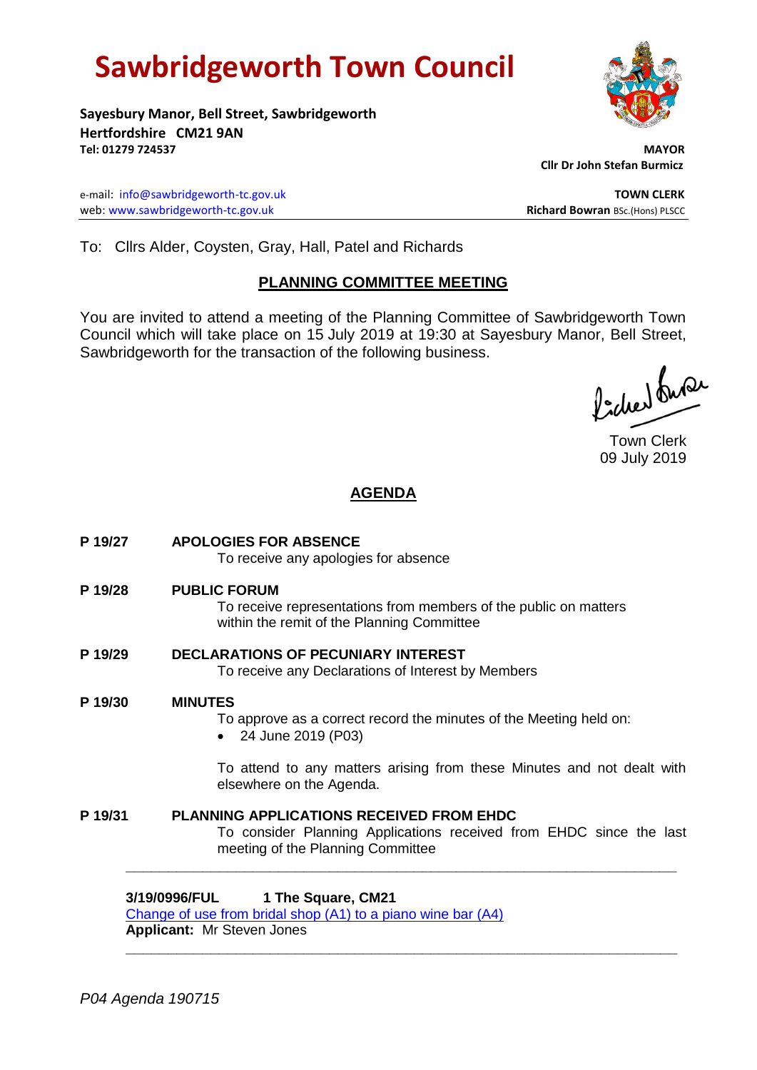# Sawbridgeworth Town Council

**Sayesbury Manor, Bell Street, Sawbridgeworth**
**Hertfordshire CM21 9AN**
**Tel: 01279 724537**

**MAYOR**
**Cllr Dr John Stefan Burmicz**

e-mail: info@sawbridgeworth-tc.gov.uk
web: www.sawbridgeworth-tc.gov.uk

**TOWN CLERK**
**Richard Bowran** BSc.(Hons) PLSCC

---

To: Cllrs Alder, Coysten, Gray, Hall, Patel and Richards

## PLANNING COMMITTEE MEETING

You are invited to attend a meeting of the Planning Committee of Sawbridgeworth Town Council which will take place on 15 July 2019 at 19:30 at Sayesbury Manor, Bell Street, Sawbridgeworth for the transaction of the following business.

Town Clerk
09 July 2019

## AGENDA

**P 19/27 APOLOGIES FOR ABSENCE**
To receive any apologies for absence

**P 19/28 PUBLIC FORUM**
To receive representations from members of the public on matters within the remit of the Planning Committee

**P 19/29 DECLARATIONS OF PECUNIARY INTEREST**
To receive any Declarations of Interest by Members

**P 19/30 MINUTES**
To approve as a correct record the minutes of the Meeting held on:

- 24 June 2019 (P03)

To attend to any matters arising from these Minutes and not dealt with elsewhere on the Agenda.

**P 19/31 PLANNING APPLICATIONS RECEIVED FROM EHDC**
To consider Planning Applications received from EHDC since the last meeting of the Planning Committee

---

**3/19/0996/FUL 1 The Square, CM21**
Change of use from bridal shop (A1) to a piano wine bar (A4)
**Applicant:** Mr Steven Jones

---

*P04 Agenda 190715*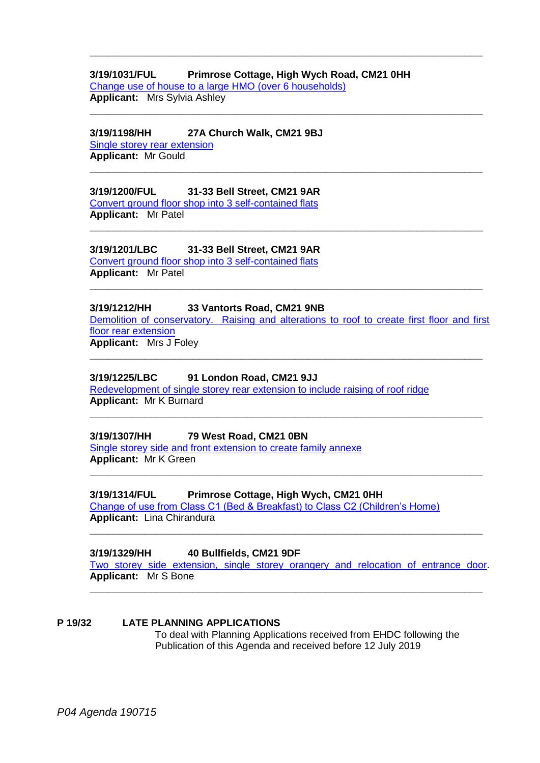---

**3/19/1031/FUL Primrose Cottage, High Wych Road, CM21 0HH**
Change use of house to a large HMO (over 6 households)
**Applicant:** Mrs Sylvia Ashley

---

**3/19/1198/HH 27A Church Walk, CM21 9BJ**
Single storey rear extension
**Applicant:** Mr Gould

---

**3/19/1200/FUL 31-33 Bell Street, CM21 9AR**
Convert ground floor shop into 3 self-contained flats
**Applicant:** Mr Patel

---

**3/19/1201/LBC 31-33 Bell Street, CM21 9AR**
Convert ground floor shop into 3 self-contained flats
**Applicant:** Mr Patel

---

**3/19/1212/HH 33 Vantorts Road, CM21 9NB**
Demolition of conservatory. Raising and alterations to roof to create first floor and first floor rear extension
**Applicant:** Mrs J Foley

---

**3/19/1225/LBC 91 London Road, CM21 9JJ**
Redevelopment of single storey rear extension to include raising of roof ridge
**Applicant:** Mr K Burnard

---

**3/19/1307/HH 79 West Road, CM21 0BN**
Single storey side and front extension to create family annexe
**Applicant:** Mr K Green

---

**3/19/1314/FUL Primrose Cottage, High Wych, CM21 0HH**
Change of use from Class C1 (Bed & Breakfast) to Class C2 (Children's Home)
**Applicant:** Lina Chirandura

---

**3/19/1329/HH 40 Bullfields, CM21 9DF**
Two storey side extension, single storey orangery and relocation of entrance door.
**Applicant:** Mr S Bone

---

**P 19/32 LATE PLANNING APPLICATIONS**

To deal with Planning Applications received from EHDC following the Publication of this Agenda and received before 12 July 2019

*P04 Agenda 190715*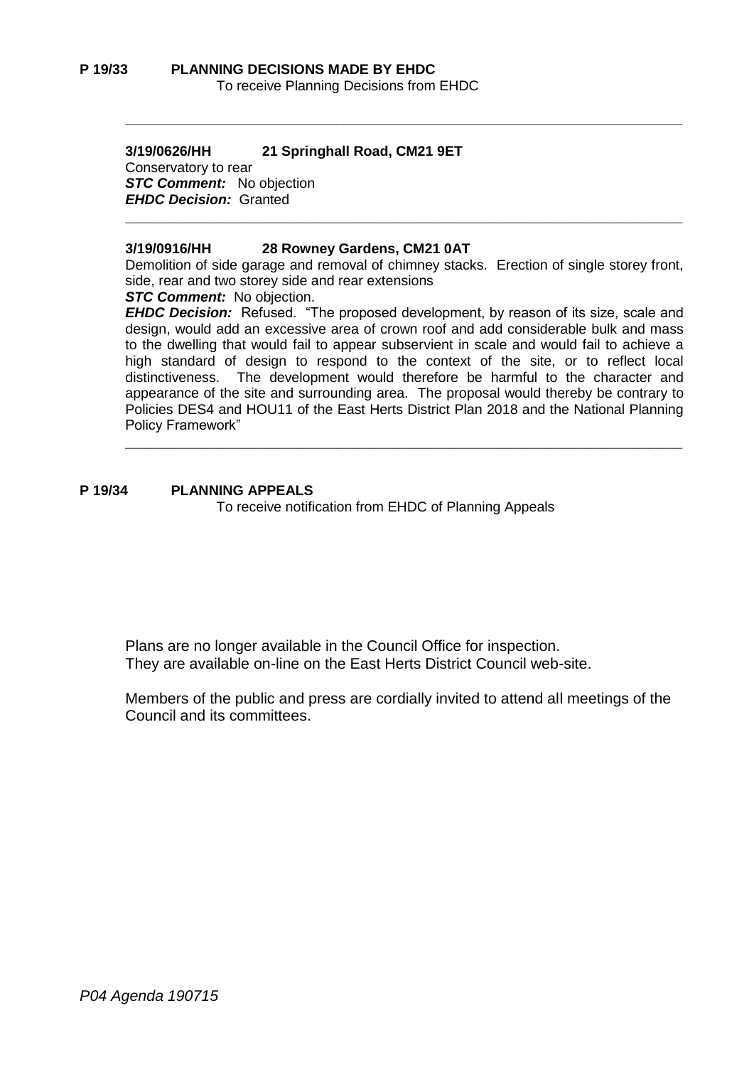**P 19/33 PLANNING DECISIONS MADE BY EHDC**

To receive Planning Decisions from EHDC

---

**3/19/0626/HH 21 Springhall Road, CM21 9ET**

Conservatory to rear

***STC Comment:*** No objection

***EHDC Decision:*** Granted

---

**3/19/0916/HH 28 Rowney Gardens, CM21 0AT**

Demolition of side garage and removal of chimney stacks. Erection of single storey front, side, rear and two storey side and rear extensions

***STC Comment:*** No objection.

***EHDC Decision:*** Refused. "The proposed development, by reason of its size, scale and design, would add an excessive area of crown roof and add considerable bulk and mass to the dwelling that would fail to appear subservient in scale and would fail to achieve a high standard of design to respond to the context of the site, or to reflect local distinctiveness. The development would therefore be harmful to the character and appearance of the site and surrounding area. The proposal would thereby be contrary to Policies DES4 and HOU11 of the East Herts District Plan 2018 and the National Planning Policy Framework"

---

**P 19/34 PLANNING APPEALS**

To receive notification from EHDC of Planning Appeals

Plans are no longer available in the Council Office for inspection.
They are available on-line on the East Herts District Council web-site.

Members of the public and press are cordially invited to attend all meetings of the Council and its committees.

*P04 Agenda 190715*